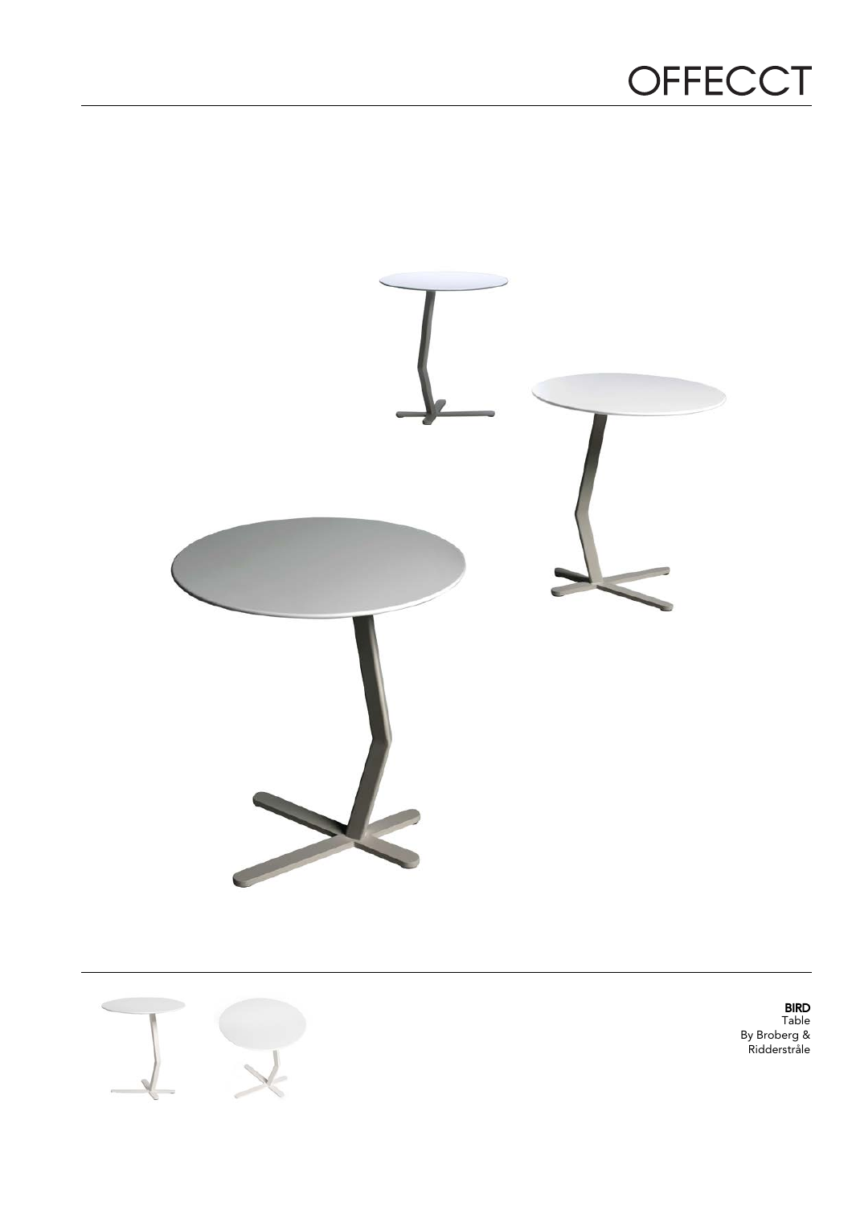OFFECCT

**BIRD**
Table
By Broberg & Ridderstråle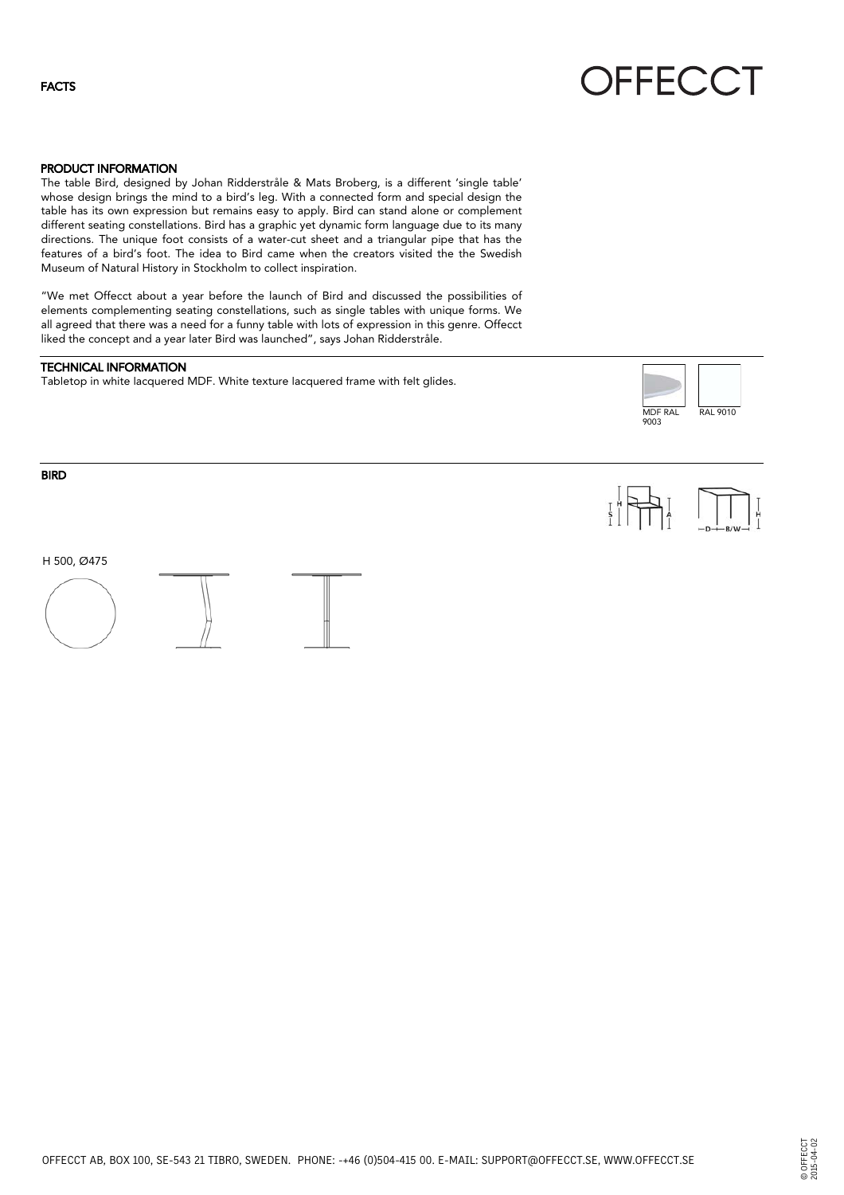FACTS

OFFECCT

## PRODUCT INFORMATION

The table Bird, designed by Johan Ridderstråle & Mats Broberg, is a different 'single table' whose design brings the mind to a bird's leg. With a connected form and special design the table has its own expression but remains easy to apply. Bird can stand alone or complement different seating constellations. Bird has a graphic yet dynamic form language due to its many directions. The unique foot consists of a water-cut sheet and a triangular pipe that has the features of a bird's foot. The idea to Bird came when the creators visited the the Swedish Museum of Natural History in Stockholm to collect inspiration.

"We met Offecct about a year before the launch of Bird and discussed the possibilities of elements complementing seating constellations, such as single tables with unique forms. We all agreed that there was a need for a funny table with lots of expression in this genre. Offecct liked the concept and a year later Bird was launched", says Johan Ridderstråle.

## TECHNICAL INFORMATION

Tabletop in white lacquered MDF. White texture lacquered frame with felt glides.

MDF RAL 9003

RAL 9010

## BIRD

H 500, Ø475

OFFECCT AB, BOX 100, SE-543 21 TIBRO, SWEDEN. PHONE: -+46 (0)504-415 00. E-MAIL: SUPPORT@OFFECCT.SE, WWW.OFFECCT.SE